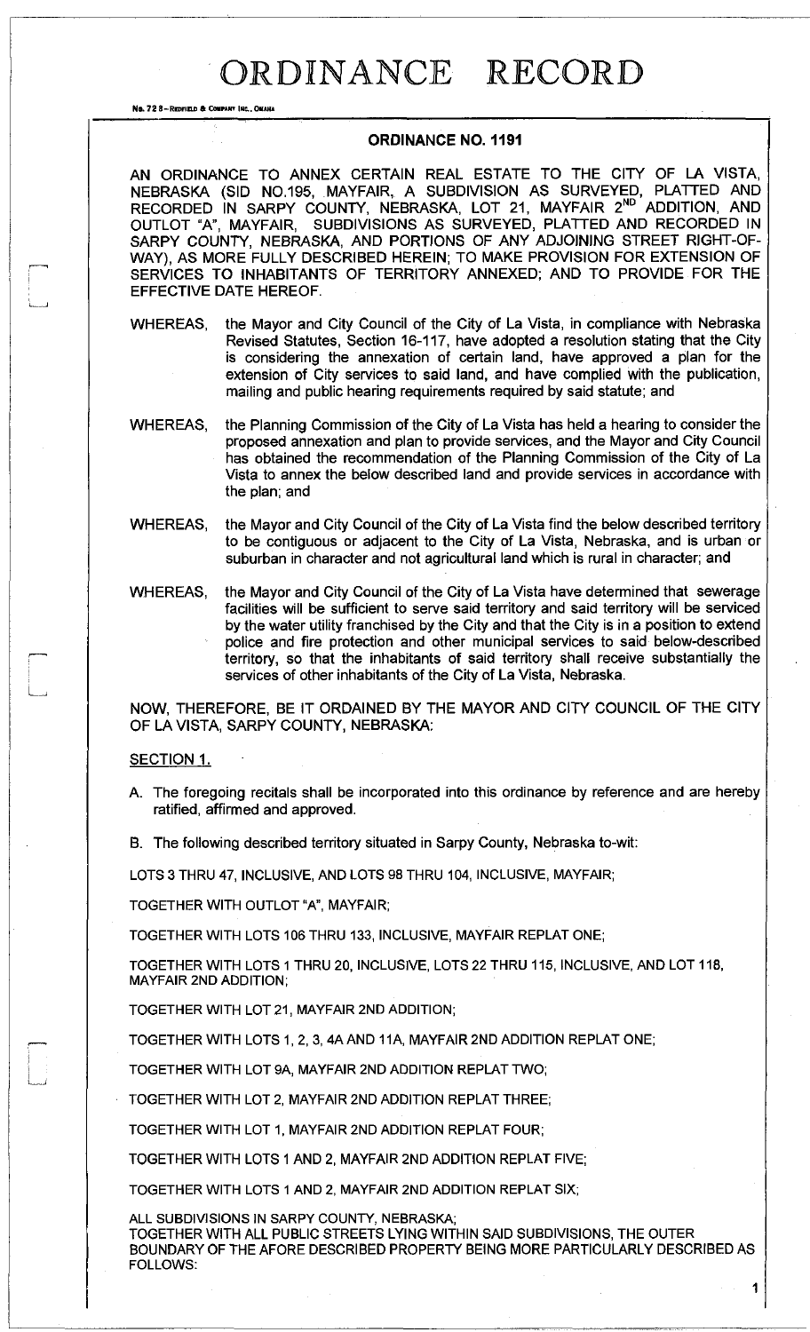# ORDINANCE RECORD

No. 72 8—REDFIELD & COMPANY INC., OMAHA

## ORDINANCE NO. 1191

AN ORDINANCE TO ANNEX CERTAIN REAL ESTATE TO THE CITY OF LA VISTA, NEBRASKA (SID NO.195, MAYFAIR, A SUBDIVISION AS SURVEYED, PLATTED AND RECORDED IN SARPY COUNTY, NEBRASKA, LOT 21, MAYFAIR 2ND ADDITION, AND OUTLOT "A", MAYFAIR, SUBDIVISIONS AS SURVEYED, PLATTED AND RECORDED IN SARPY COUNTY, NEBRASKA, AND PORTIONS OF ANY ADJOINING STREET RIGHT-OF-WAY), AS MORE FULLY DESCRIBED HEREIN; TO MAKE PROVISION FOR EXTENSION OF SERVICES TO INHABITANTS OF TERRITORY ANNEXED; AND TO PROVIDE FOR THE EFFECTIVE DATE HEREOF.

WHEREAS, the Mayor and City Council of the City of La Vista, in compliance with Nebraska Revised Statutes, Section 16-117, have adopted a resolution stating that the City is considering the annexation of certain land, have approved a plan for the extension of City services to said land, and have complied with the publication, mailing and public hearing requirements required by said statute; and

WHEREAS, the Planning Commission of the City of La Vista has held a hearing to consider the proposed annexation and plan to provide services, and the Mayor and City Council has obtained the recommendation of the Planning Commission of the City of La Vista to annex the below described land and provide services in accordance with the plan; and

WHEREAS, the Mayor and City Council of the City of La Vista find the below described territory to be contiguous or adjacent to the City of La Vista, Nebraska, and is urban or suburban in character and not agricultural land which is rural in character; and

WHEREAS, the Mayor and City Council of the City of La Vista have determined that sewerage facilities will be sufficient to serve said territory and said territory will be serviced by the water utility franchised by the City and that the City is in a position to extend police and fire protection and other municipal services to said below-described territory, so that the inhabitants of said territory shall receive substantially the services of other inhabitants of the City of La Vista, Nebraska.

NOW, THEREFORE, BE IT ORDAINED BY THE MAYOR AND CITY COUNCIL OF THE CITY OF LA VISTA, SARPY COUNTY, NEBRASKA:

SECTION 1.

A. The foregoing recitals shall be incorporated into this ordinance by reference and are hereby ratified, affirmed and approved.

B. The following described territory situated in Sarpy County, Nebraska to-wit:

LOTS 3 THRU 47, INCLUSIVE, AND LOTS 98 THRU 104, INCLUSIVE, MAYFAIR;

TOGETHER WITH OUTLOT "A", MAYFAIR;

TOGETHER WITH LOTS 106 THRU 133, INCLUSIVE, MAYFAIR REPLAT ONE;

TOGETHER WITH LOTS 1 THRU 20, INCLUSIVE, LOTS 22 THRU 115, INCLUSIVE, AND LOT 118, MAYFAIR 2ND ADDITION;

TOGETHER WITH LOT 21, MAYFAIR 2ND ADDITION;

TOGETHER WITH LOTS 1, 2, 3, 4A AND 11A, MAYFAIR 2ND ADDITION REPLAT ONE;

TOGETHER WITH LOT 9A, MAYFAIR 2ND ADDITION REPLAT TWO;

TOGETHER WITH LOT 2, MAYFAIR 2ND ADDITION REPLAT THREE;

TOGETHER WITH LOT 1, MAYFAIR 2ND ADDITION REPLAT FOUR;

TOGETHER WITH LOTS 1 AND 2, MAYFAIR 2ND ADDITION REPLAT FIVE;

TOGETHER WITH LOTS 1 AND 2, MAYFAIR 2ND ADDITION REPLAT SIX;

ALL SUBDIVISIONS IN SARPY COUNTY, NEBRASKA;
TOGETHER WITH ALL PUBLIC STREETS LYING WITHIN SAID SUBDIVISIONS, THE OUTER BOUNDARY OF THE AFORE DESCRIBED PROPERTY BEING MORE PARTICULARLY DESCRIBED AS FOLLOWS: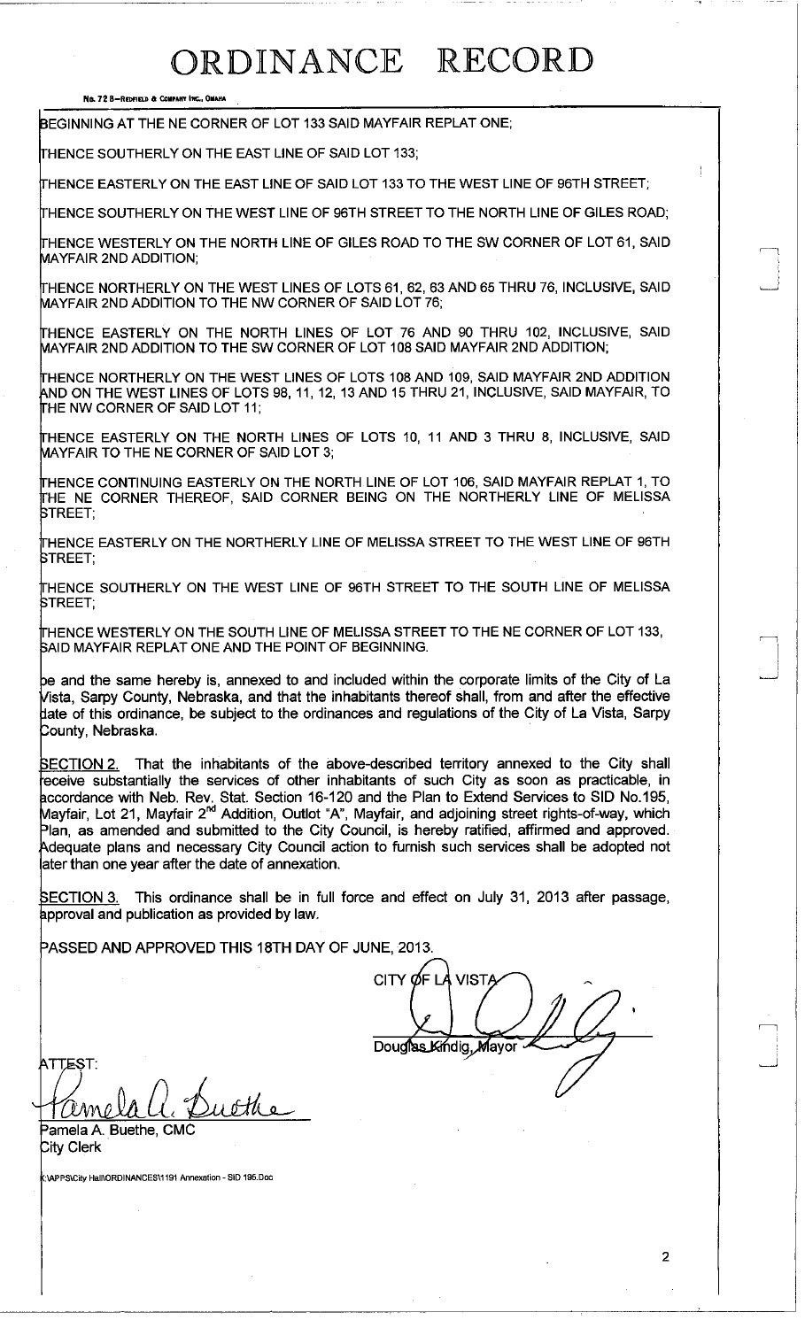# ORDINANCE RECORD

No. 72 8—REDFIELD & COMPANY INC., OMAHA

BEGINNING AT THE NE CORNER OF LOT 133 SAID MAYFAIR REPLAT ONE;

THENCE SOUTHERLY ON THE EAST LINE OF SAID LOT 133;

THENCE EASTERLY ON THE EAST LINE OF SAID LOT 133 TO THE WEST LINE OF 96TH STREET;

THENCE SOUTHERLY ON THE WEST LINE OF 96TH STREET TO THE NORTH LINE OF GILES ROAD;

THENCE WESTERLY ON THE NORTH LINE OF GILES ROAD TO THE SW CORNER OF LOT 61, SAID MAYFAIR 2ND ADDITION;

THENCE NORTHERLY ON THE WEST LINES OF LOTS 61, 62, 63 AND 65 THRU 76, INCLUSIVE, SAID MAYFAIR 2ND ADDITION TO THE NW CORNER OF SAID LOT 76;

THENCE EASTERLY ON THE NORTH LINES OF LOT 76 AND 90 THRU 102, INCLUSIVE, SAID MAYFAIR 2ND ADDITION TO THE SW CORNER OF LOT 108 SAID MAYFAIR 2ND ADDITION;

THENCE NORTHERLY ON THE WEST LINES OF LOTS 108 AND 109, SAID MAYFAIR 2ND ADDITION AND ON THE WEST LINES OF LOTS 98, 11, 12, 13 AND 15 THRU 21, INCLUSIVE, SAID MAYFAIR, TO THE NW CORNER OF SAID LOT 11;

THENCE EASTERLY ON THE NORTH LINES OF LOTS 10, 11 AND 3 THRU 8, INCLUSIVE, SAID MAYFAIR TO THE NE CORNER OF SAID LOT 3;

THENCE CONTINUING EASTERLY ON THE NORTH LINE OF LOT 106, SAID MAYFAIR REPLAT 1, TO THE NE CORNER THEREOF, SAID CORNER BEING ON THE NORTHERLY LINE OF MELISSA STREET;

THENCE EASTERLY ON THE NORTHERLY LINE OF MELISSA STREET TO THE WEST LINE OF 96TH STREET;

THENCE SOUTHERLY ON THE WEST LINE OF 96TH STREET TO THE SOUTH LINE OF MELISSA STREET;

THENCE WESTERLY ON THE SOUTH LINE OF MELISSA STREET TO THE NE CORNER OF LOT 133, SAID MAYFAIR REPLAT ONE AND THE POINT OF BEGINNING.

be and the same hereby is, annexed to and included within the corporate limits of the City of La Vista, Sarpy County, Nebraska, and that the inhabitants thereof shall, from and after the effective date of this ordinance, be subject to the ordinances and regulations of the City of La Vista, Sarpy County, Nebraska.

SECTION 2. That the inhabitants of the above-described territory annexed to the City shall receive substantially the services of other inhabitants of such City as soon as practicable, in accordance with Neb. Rev. Stat. Section 16-120 and the Plan to Extend Services to SID No.195, Mayfair, Lot 21, Mayfair 2nd Addition, Outlot "A", Mayfair, and adjoining street rights-of-way, which Plan, as amended and submitted to the City Council, is hereby ratified, affirmed and approved. Adequate plans and necessary City Council action to furnish such services shall be adopted not later than one year after the date of annexation.

SECTION 3. This ordinance shall be in full force and effect on July 31, 2013 after passage, approval and publication as provided by law.

PASSED AND APPROVED THIS 18TH DAY OF JUNE, 2013.

CITY OF LA VISTA

Douglas Kindig, Mayor

ATTEST:

Pamela A. Buethe, CMC
City Clerk

K:\APPS\City Hall\ORDINANCES\1191 Annexation - SID 195.Doc